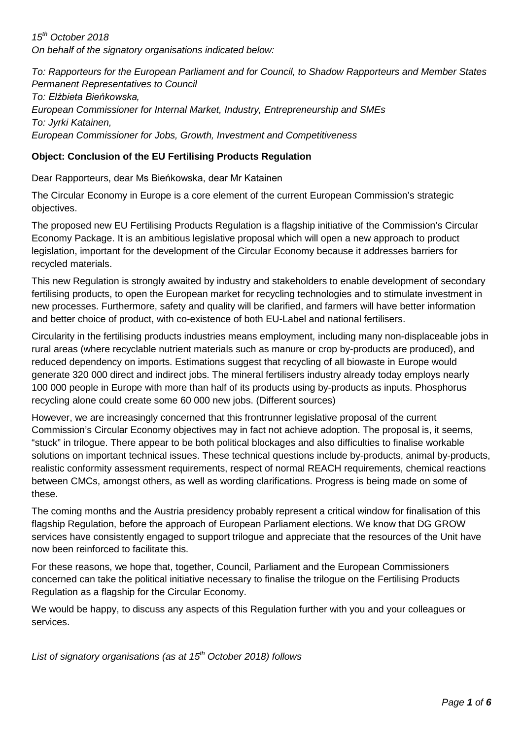*15[th] October 2018*
*On behalf of the signatory organisations indicated below:*

*To: Rapporteurs for the European Parliament and for Council, to Shadow Rapporteurs and Member States Permanent Representatives to Council*
*To: Elżbieta Bieńkowska,*
*European Commissioner for Internal Market, Industry, Entrepreneurship and SMEs*
*To: Jyrki Katainen,*
*European Commissioner for Jobs, Growth, Investment and Competitiveness*

**Object: Conclusion of the EU Fertilising Products Regulation**

Dear Rapporteurs, dear Ms Bieńkowska, dear Mr Katainen

The Circular Economy in Europe is a core element of the current European Commission's strategic objectives.

The proposed new EU Fertilising Products Regulation is a flagship initiative of the Commission's Circular Economy Package. It is an ambitious legislative proposal which will open a new approach to product legislation, important for the development of the Circular Economy because it addresses barriers for recycled materials.

This new Regulation is strongly awaited by industry and stakeholders to enable development of secondary fertilising products, to open the European market for recycling technologies and to stimulate investment in new processes. Furthermore, safety and quality will be clarified, and farmers will have better information and better choice of product, with co-existence of both EU-Label and national fertilisers.

Circularity in the fertilising products industries means employment, including many non-displaceable jobs in rural areas (where recyclable nutrient materials such as manure or crop by-products are produced), and reduced dependency on imports. Estimations suggest that recycling of all biowaste in Europe would generate 320 000 direct and indirect jobs. The mineral fertilisers industry already today employs nearly 100 000 people in Europe with more than half of its products using by-products as inputs. Phosphorus recycling alone could create some 60 000 new jobs. (Different sources)

However, we are increasingly concerned that this frontrunner legislative proposal of the current Commission's Circular Economy objectives may in fact not achieve adoption. The proposal is, it seems, "stuck" in trilogue. There appear to be both political blockages and also difficulties to finalise workable solutions on important technical issues. These technical questions include by-products, animal by-products, realistic conformity assessment requirements, respect of normal REACH requirements, chemical reactions between CMCs, amongst others, as well as wording clarifications. Progress is being made on some of these.

The coming months and the Austria presidency probably represent a critical window for finalisation of this flagship Regulation, before the approach of European Parliament elections. We know that DG GROW services have consistently engaged to support trilogue and appreciate that the resources of the Unit have now been reinforced to facilitate this.

For these reasons, we hope that, together, Council, Parliament and the European Commissioners concerned can take the political initiative necessary to finalise the trilogue on the Fertilising Products Regulation as a flagship for the Circular Economy.

We would be happy, to discuss any aspects of this Regulation further with you and your colleagues or services.

*List of signatory organisations (as at 15[th] October 2018) follows*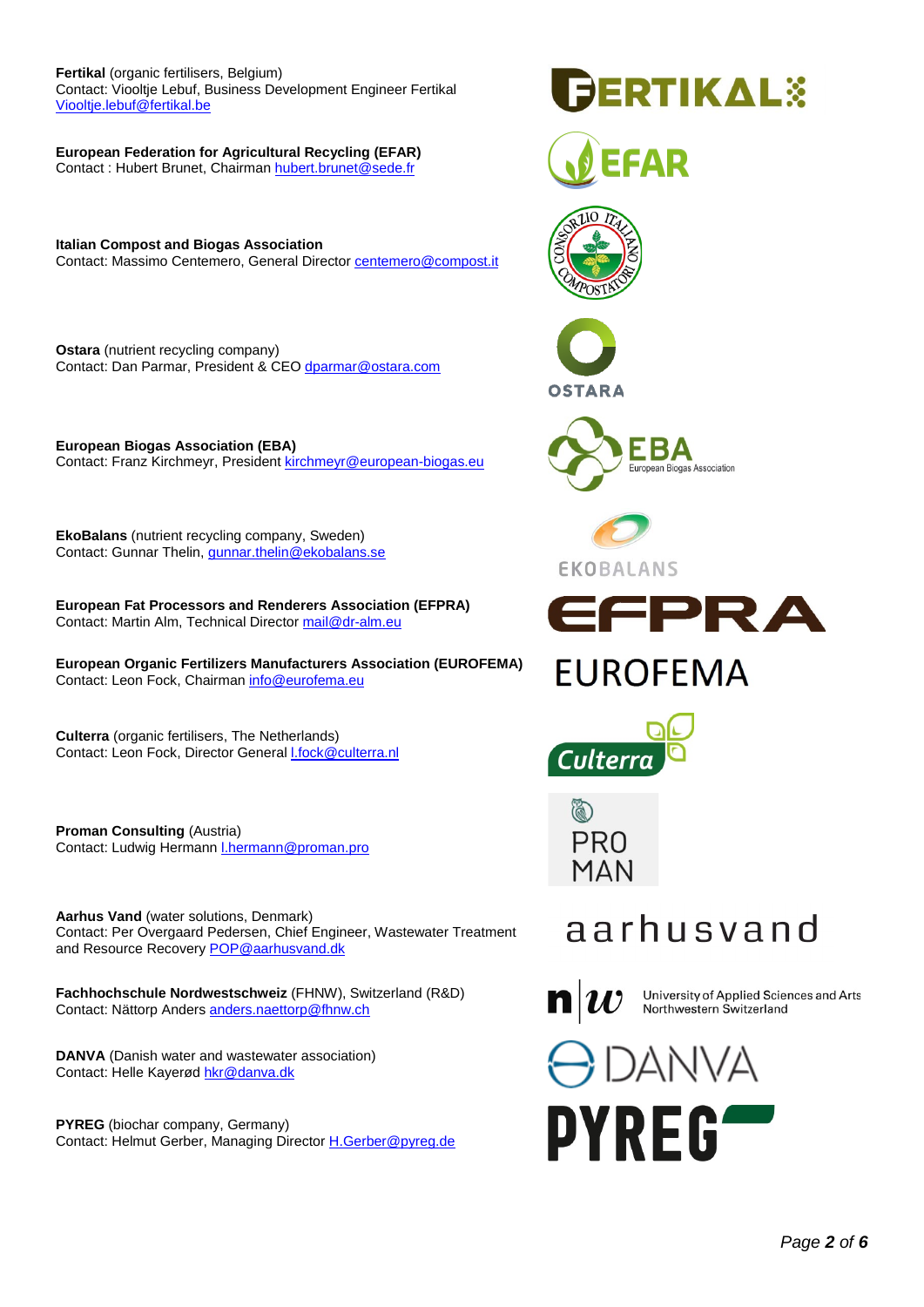**Fertikal** (organic fertilisers, Belgium)
Contact: Viooltje Lebuf, Business Development Engineer Fertikal
Viooltje.lebuf@fertikal.be

**European Federation for Agricultural Recycling (EFAR)**
Contact : Hubert Brunet, Chairman hubert.brunet@sede.fr

**Italian Compost and Biogas Association**
Contact: Massimo Centemero, General Director centemero@compost.it

**Ostara** (nutrient recycling company)
Contact: Dan Parmar, President & CEO dparmar@ostara.com

**European Biogas Association (EBA)**
Contact: Franz Kirchmeyr, President kirchmeyr@european-biogas.eu

**EkoBalans** (nutrient recycling company, Sweden)
Contact: Gunnar Thelin, gunnar.thelin@ekobalans.se

**European Fat Processors and Renderers Association (EFPRA)**
Contact: Martin Alm, Technical Director mail@dr-alm.eu

**European Organic Fertilizers Manufacturers Association (EUROFEMA)**
Contact: Leon Fock, Chairman info@eurofema.eu

**Culterra** (organic fertilisers, The Netherlands)
Contact: Leon Fock, Director General l.fock@culterra.nl

**Proman Consulting** (Austria)
Contact: Ludwig Hermann l.hermann@proman.pro

**Aarhus Vand** (water solutions, Denmark)
Contact: Per Overgaard Pedersen, Chief Engineer, Wastewater Treatment and Resource Recovery POP@aarhusvand.dk

**Fachhochschule Nordwestschweiz** (FHNW), Switzerland (R&D)
Contact: Nättorp Anders anders.naettorp@fhnw.ch

**DANVA** (Danish water and wastewater association)
Contact: Helle Kayerød hkr@danva.dk

**PYREG** (biochar company, Germany)
Contact: Helmut Gerber, Managing Director H.Gerber@pyreg.de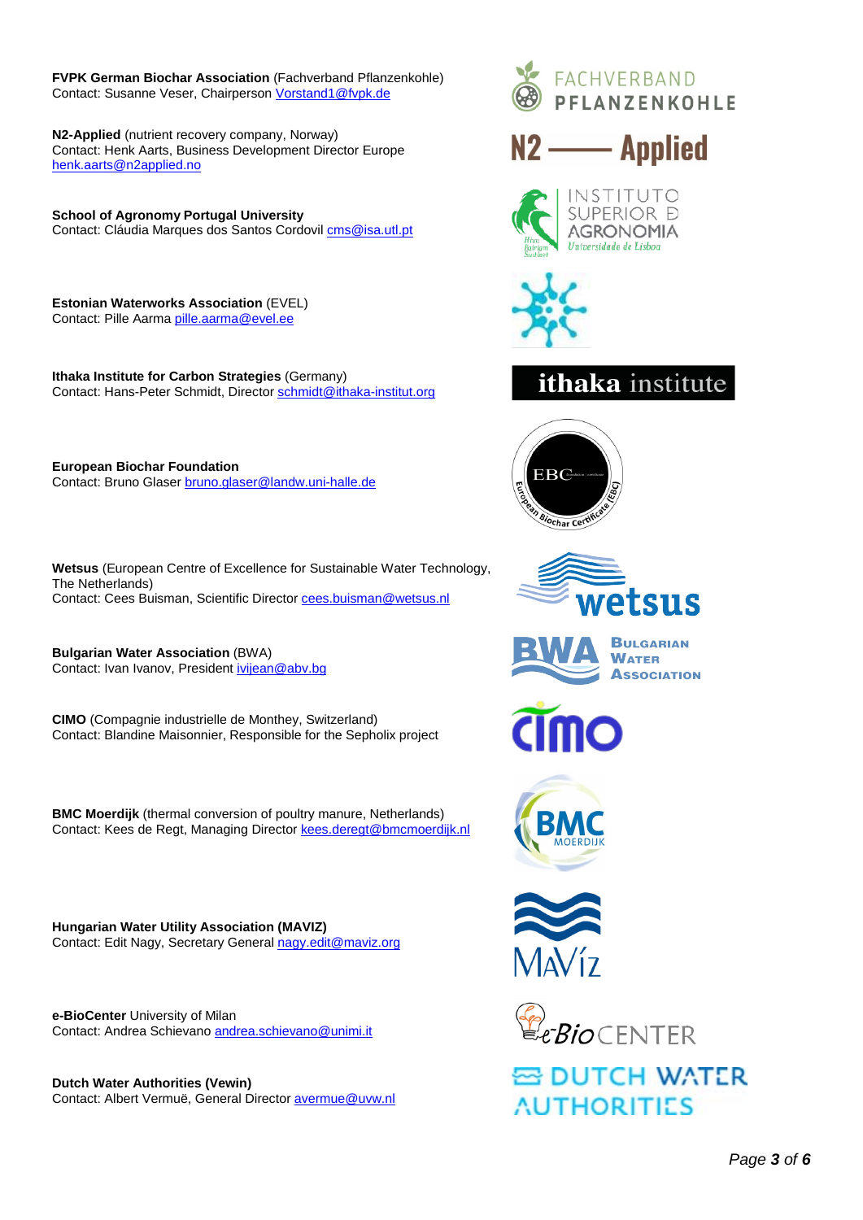**FVPK German Biochar Association** (Fachverband Pflanzenkohle)
Contact: Susanne Veser, Chairperson Vorstand1@fvpk.de

**N2-Applied** (nutrient recovery company, Norway)
Contact: Henk Aarts, Business Development Director Europe
henk.aarts@n2applied.no

**School of Agronomy Portugal University**
Contact: Cláudia Marques dos Santos Cordovil cms@isa.utl.pt

**Estonian Waterworks Association** (EVEL)
Contact: Pille Aarma pille.aarma@evel.ee

**Ithaka Institute for Carbon Strategies** (Germany)
Contact: Hans-Peter Schmidt, Director schmidt@ithaka-institut.org

**European Biochar Foundation**
Contact: Bruno Glaser bruno.glaser@landw.uni-halle.de

**Wetsus** (European Centre of Excellence for Sustainable Water Technology, The Netherlands)
Contact: Cees Buisman, Scientific Director cees.buisman@wetsus.nl

**Bulgarian Water Association** (BWA)
Contact: Ivan Ivanov, President ivijean@abv.bg

**CIMO** (Compagnie industrielle de Monthey, Switzerland)
Contact: Blandine Maisonnier, Responsible for the Sepholix project

**BMC Moerdijk** (thermal conversion of poultry manure, Netherlands)
Contact: Kees de Regt, Managing Director kees.deregt@bmcmoerdijk.nl

**Hungarian Water Utility Association (MAVIZ)**
Contact: Edit Nagy, Secretary General nagy.edit@maviz.org

**e-BioCenter** University of Milan
Contact: Andrea Schievano andrea.schievano@unimi.it

**Dutch Water Authorities (Vewin)**
Contact: Albert Vermuë, General Director avermue@uvw.nl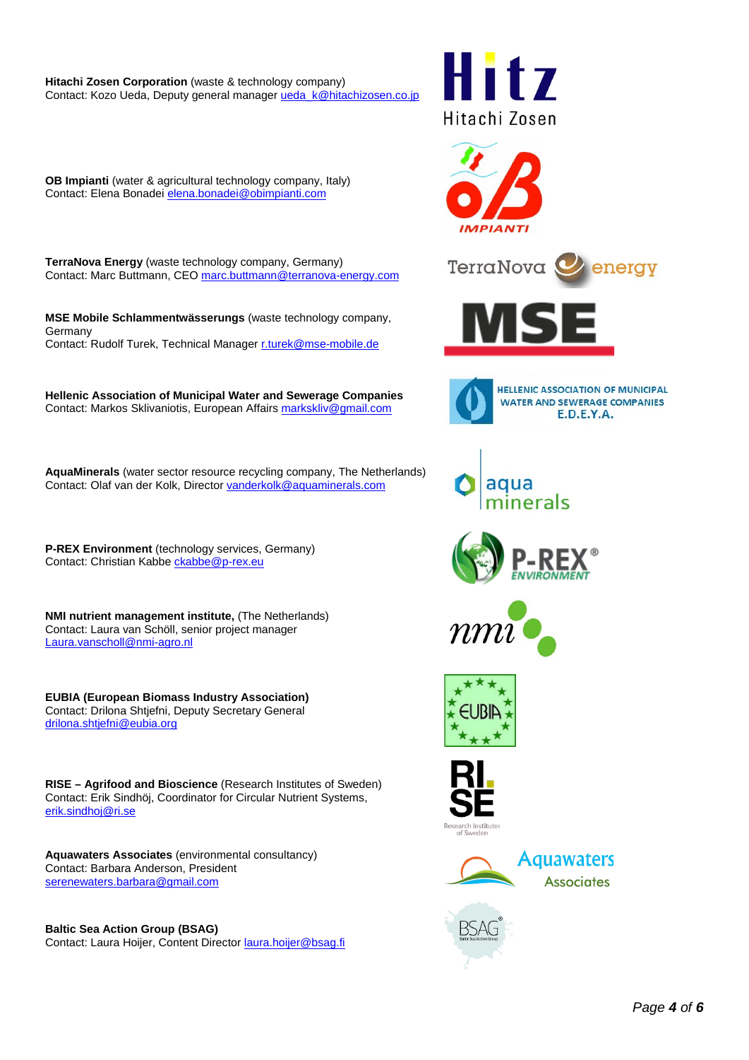**Hitachi Zosen Corporation** (waste & technology company)
Contact: Kozo Ueda, Deputy general manager ueda_k@hitachizosen.co.jp

**OB Impianti** (water & agricultural technology company, Italy)
Contact: Elena Bonadei elena.bonadei@obimpianti.com

**TerraNova Energy** (waste technology company, Germany)
Contact: Marc Buttmann, CEO marc.buttmann@terranova-energy.com

**MSE Mobile Schlammentwässerungs** (waste technology company, Germany
Contact: Rudolf Turek, Technical Manager r.turek@mse-mobile.de

**Hellenic Association of Municipal Water and Sewerage Companies**
Contact: Markos Sklivaniotis, European Affairs markskliv@gmail.com

**AquaMinerals** (water sector resource recycling company, The Netherlands)
Contact: Olaf van der Kolk, Director vanderkolk@aquaminerals.com

**P-REX Environment** (technology services, Germany)
Contact: Christian Kabbe ckabbe@p-rex.eu

**NMI nutrient management institute,** (The Netherlands)
Contact: Laura van Schöll, senior project manager
Laura.vanscholl@nmi-agro.nl

**EUBIA (European Biomass Industry Association)**
Contact: Drilona Shtjefni, Deputy Secretary General
drilona.shtjefni@eubia.org

**RISE – Agrifood and Bioscience** (Research Institutes of Sweden)
Contact: Erik Sindhöj, Coordinator for Circular Nutrient Systems,
erik.sindhoj@ri.se

**Aquawaters Associates** (environmental consultancy)
Contact: Barbara Anderson, President
serenewaters.barbara@gmail.com

**Baltic Sea Action Group (BSAG)**
Contact: Laura Hoijer, Content Director laura.hoijer@bsag.fi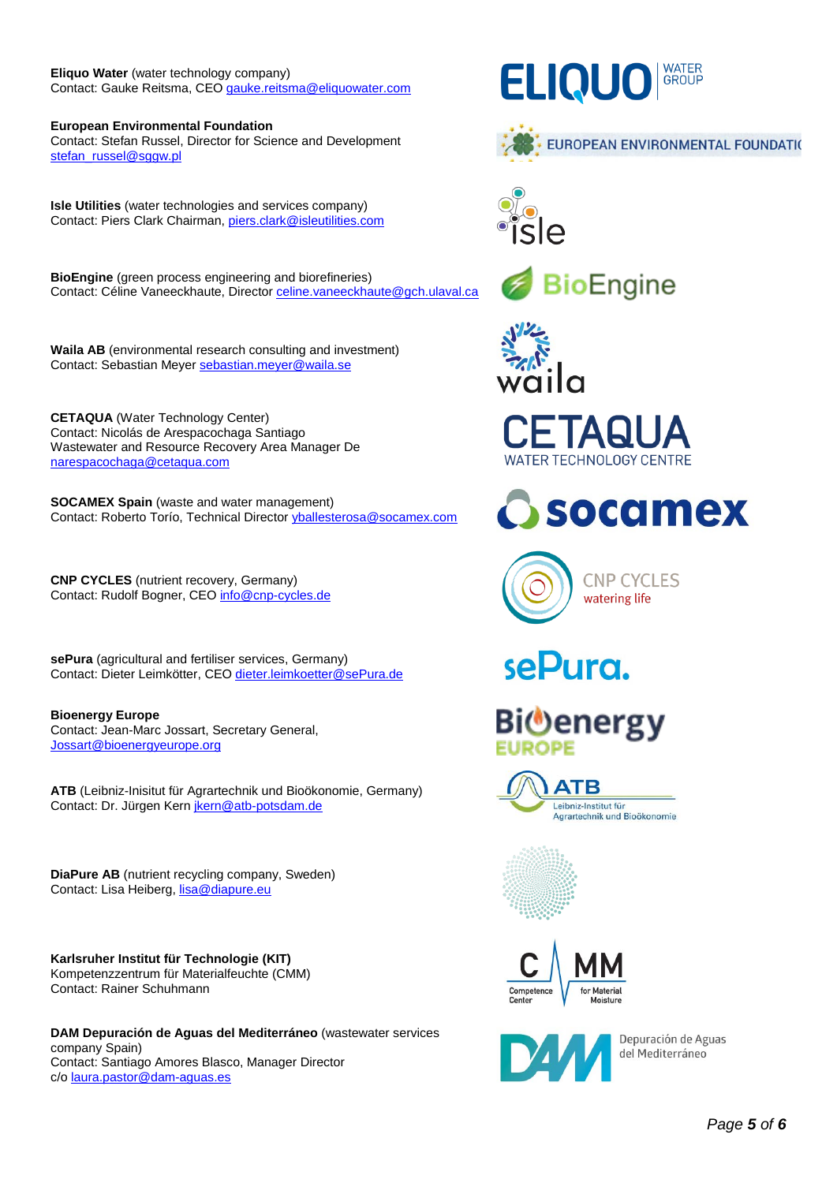**Eliquo Water** (water technology company)
Contact: Gauke Reitsma, CEO gauke.reitsma@eliquowater.com

**European Environmental Foundation**
Contact: Stefan Russel, Director for Science and Development
stefan_russel@sggw.pl

**Isle Utilities** (water technologies and services company)
Contact: Piers Clark Chairman, piers.clark@isleutilities.com

**BioEngine** (green process engineering and biorefineries)
Contact: Céline Vaneeckhaute, Director celine.vaneeckhaute@gch.ulaval.ca

**Waila AB** (environmental research consulting and investment)
Contact: Sebastian Meyer sebastian.meyer@waila.se

**CETAQUA** (Water Technology Center)
Contact: Nicolás de Arespacochaga Santiago
Wastewater and Resource Recovery Area Manager De
narespacochaga@cetaqua.com

**SOCAMEX Spain** (waste and water management)
Contact: Roberto Torío, Technical Director yballesterosa@socamex.com

**CNP CYCLES** (nutrient recovery, Germany)
Contact: Rudolf Bogner, CEO info@cnp-cycles.de

**sePura** (agricultural and fertiliser services, Germany)
Contact: Dieter Leimkötter, CEO dieter.leimkoetter@sePura.de

**Bioenergy Europe**
Contact: Jean-Marc Jossart, Secretary General,
Jossart@bioenergyeurope.org

**ATB** (Leibniz-Inisitut für Agrartechnik und Bioökonomie, Germany)
Contact: Dr. Jürgen Kern jkern@atb-potsdam.de

**DiaPure AB** (nutrient recycling company, Sweden)
Contact: Lisa Heiberg, lisa@diapure.eu

**Karlsruher Institut für Technologie (KIT)**
Kompetenzzentrum für Materialfeuchte (CMM)
Contact: Rainer Schuhmann

**DAM Depuración de Aguas del Mediterráneo** (wastewater services company Spain)
Contact: Santiago Amores Blasco, Manager Director
c/o laura.pastor@dam-aguas.es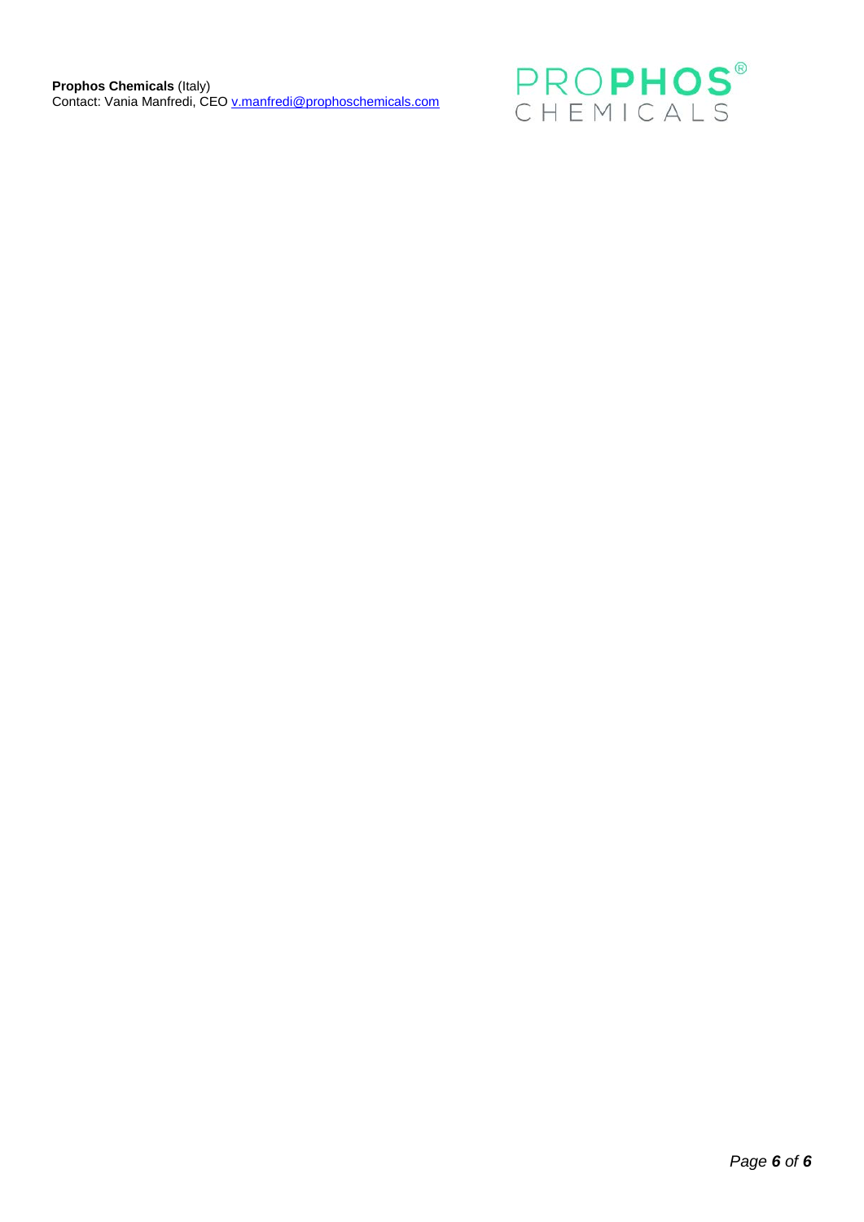**Prophos Chemicals** (Italy)
Contact: Vania Manfredi, CEO [v.manfredi@prophoschemicals.com](mailto:v.manfredi@prophoschemicals.com)

PROPHOS® CHEMICALS